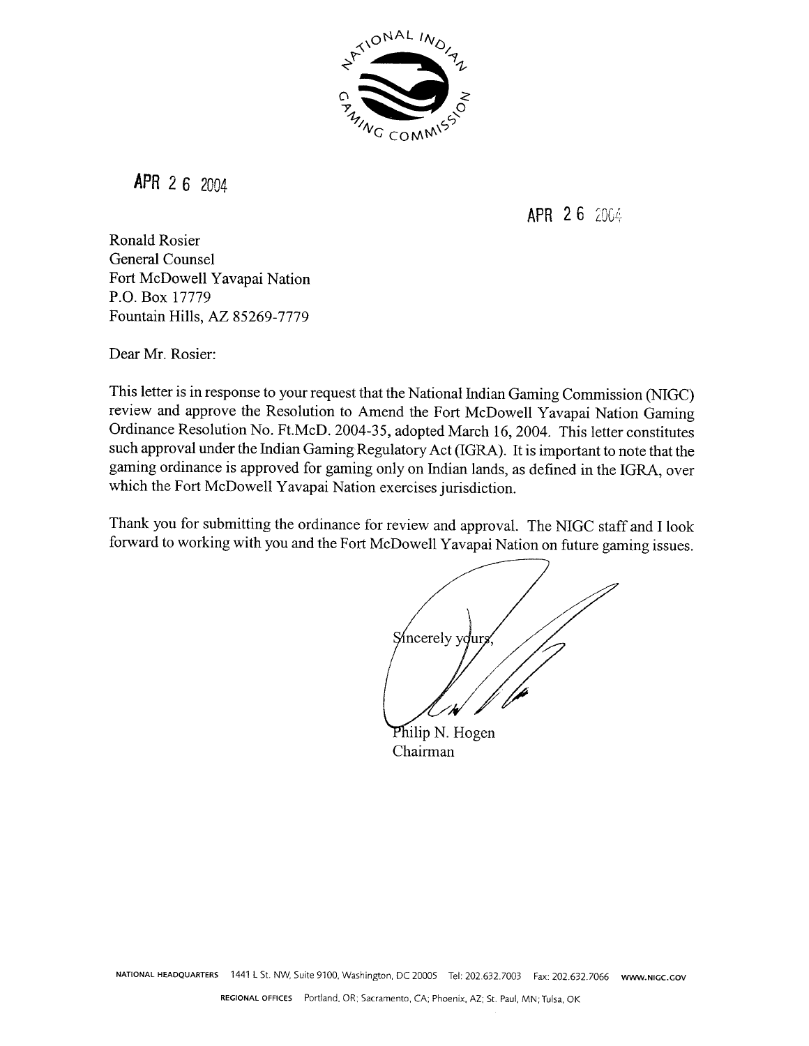NATIONAL INDIAN GAMING COMMISSION

APR 26 2004

APR 26 2004

Ronald Rosier
General Counsel
Fort McDowell Yavapai Nation
P.O. Box 17779
Fountain Hills, AZ 85269-7779

Dear Mr. Rosier:

This letter is in response to your request that the National Indian Gaming Commission (NIGC) review and approve the Resolution to Amend the Fort McDowell Yavapai Nation Gaming Ordinance Resolution No. Ft.McD. 2004-35, adopted March 16, 2004. This letter constitutes such approval under the Indian Gaming Regulatory Act (IGRA). It is important to note that the gaming ordinance is approved for gaming only on Indian lands, as defined in the IGRA, over which the Fort McDowell Yavapai Nation exercises jurisdiction.

Thank you for submitting the ordinance for review and approval. The NIGC staff and I look forward to working with you and the Fort McDowell Yavapai Nation on future gaming issues.

Sincerely yours,

Philip N. Hogen
Chairman

NATIONAL HEADQUARTERS 1441 L St. NW, Suite 9100, Washington, DC 20005 Tel: 202.632.7003 Fax: 202.632.7066 WWW.NIGC.GOV

REGIONAL OFFICES Portland, OR; Sacramento, CA; Phoenix, AZ; St. Paul, MN; Tulsa, OK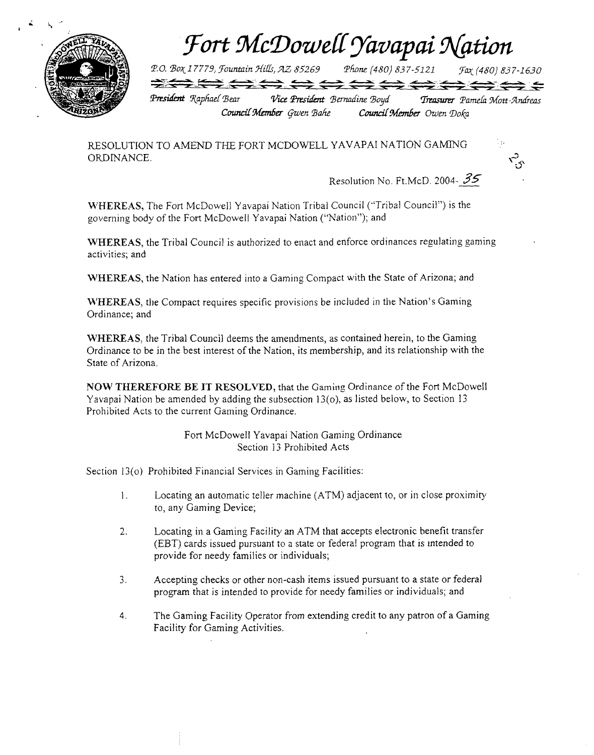# *Fort McDowell Yavapai Nation*

*P.O. Box 17779, Fountain Hills, AZ 85269 Phone (480) 837-5121 Fax (480) 837-1630*

*President* Raphael Bear *Vice President* Bernadine Boyd *Treasurer* Pamela Mott-Andreas
*Council Member* Gwen Bahe *Council Member* Owen Doka

RESOLUTION TO AMEND THE FORT MCDOWELL YAVAPAI NATION GAMING ORDINANCE.

Resolution No. Ft.McD. 2004-35

**WHEREAS,** The Fort McDowell Yavapai Nation Tribal Council ("Tribal Council") is the governing body of the Fort McDowell Yavapai Nation ("Nation"); and

**WHEREAS,** the Tribal Council is authorized to enact and enforce ordinances regulating gaming activities; and

**WHEREAS,** the Nation has entered into a Gaming Compact with the State of Arizona; and

**WHEREAS,** the Compact requires specific provisions be included in the Nation's Gaming Ordinance; and

**WHEREAS,** the Tribal Council deems the amendments, as contained herein, to the Gaming Ordinance to be in the best interest of the Nation, its membership, and its relationship with the State of Arizona.

**NOW THEREFORE BE IT RESOLVED,** that the Gaming Ordinance of the Fort McDowell Yavapai Nation be amended by adding the subsection 13(o), as listed below, to Section 13 Prohibited Acts to the current Gaming Ordinance.

Fort McDowell Yavapai Nation Gaming Ordinance
Section 13 Prohibited Acts

Section 13(o) Prohibited Financial Services in Gaming Facilities:

1. Locating an automatic teller machine (ATM) adjacent to, or in close proximity to, any Gaming Device;

2. Locating in a Gaming Facility an ATM that accepts electronic benefit transfer (EBT) cards issued pursuant to a state or federal program that is intended to provide for needy families or individuals;

3. Accepting checks or other non-cash items issued pursuant to a state or federal program that is intended to provide for needy families or individuals; and

4. The Gaming Facility Operator from extending credit to any patron of a Gaming Facility for Gaming Activities.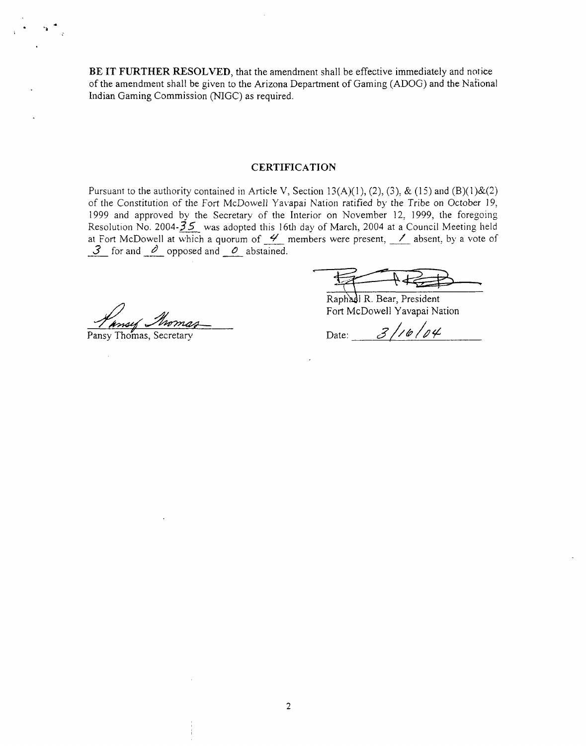**BE IT FURTHER RESOLVED**, that the amendment shall be effective immediately and notice of the amendment shall be given to the Arizona Department of Gaming (ADOG) and the National Indian Gaming Commission (NIGC) as required.

## CERTIFICATION

Pursuant to the authority contained in Article V, Section 13(A)(1), (2), (3), & (15) and (B)(1)&(2) of the Constitution of the Fort McDowell Yavapai Nation ratified by the Tribe on October 19, 1999 and approved by the Secretary of the Interior on November 12, 1999, the foregoing Resolution No. 2004-35 was adopted this 16th day of March, 2004 at a Council Meeting held at Fort McDowell at which a quorum of 4 members were present, 1 absent, by a vote of 3 for and 0 opposed and 0 abstained.

Raphael R. Bear, President
Fort McDowell Yavapai Nation

Date: 3/16/04

Pansy Thomas, Secretary